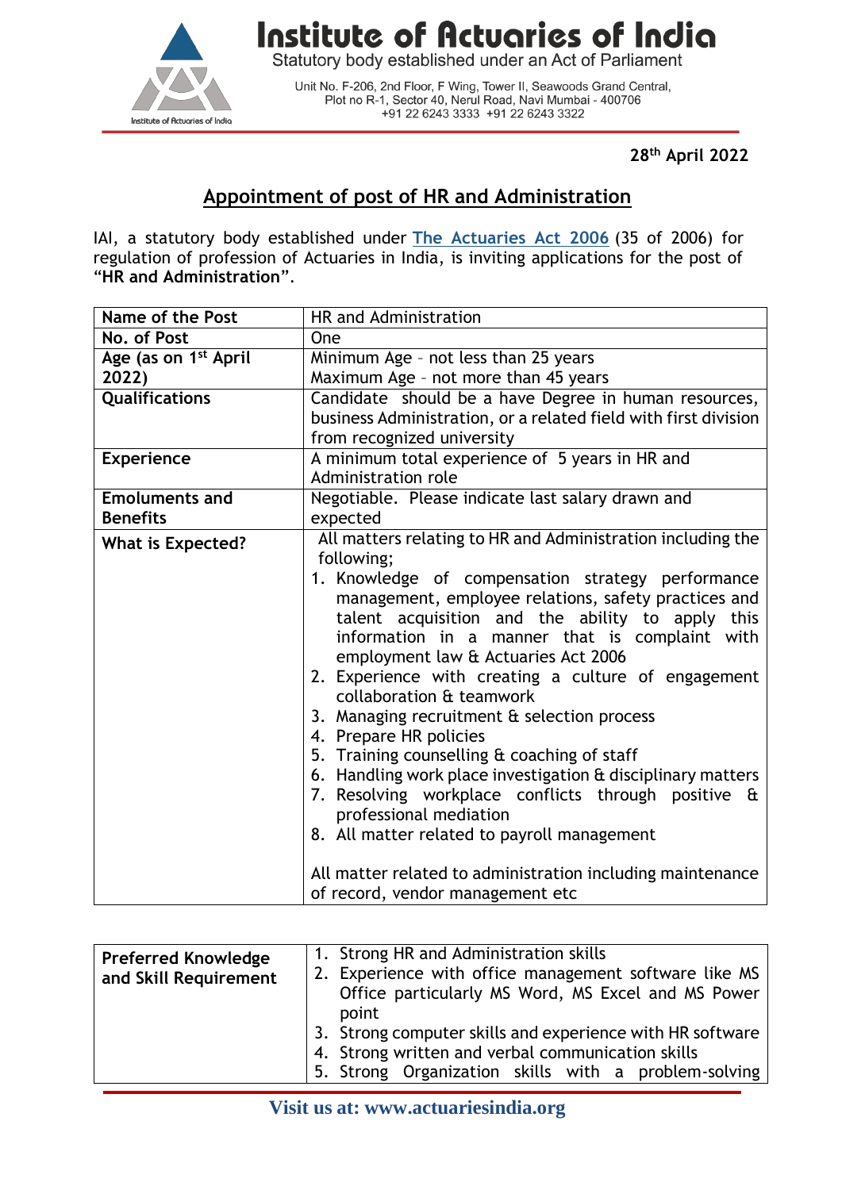# Institute of Actuaries of India

Statutory body established under an Act of Parliament

Unit No. F-206, 2nd Floor, F Wing, Tower II, Seawoods Grand Central, Plot no R-1, Sector 40, Nerul Road, Navi Mumbai - 400706
+91 22 6243 3333 +91 22 6243 3322

**28th April 2022**

## Appointment of post of HR and Administration

IAI, a statutory body established under **The Actuaries Act 2006** (35 of 2006) for regulation of profession of Actuaries in India, is inviting applications for the post of "**HR and Administration**".

| **Name of the Post** | HR and Administration |
|---|---|
| **No. of Post** | One |
| **Age (as on 1st April 2022)** | Minimum Age - not less than 25 years<br>Maximum Age - not more than 45 years |
| **Qualifications** | Candidate should be a have Degree in human resources, business Administration, or a related field with first division from recognized university |
| **Experience** | A minimum total experience of 5 years in HR and Administration role |
| **Emoluments and Benefits** | Negotiable. Please indicate last salary drawn and expected |
| **What is Expected?** | All matters relating to HR and Administration including the following;<br>1. Knowledge of compensation strategy performance management, employee relations, safety practices and talent acquisition and the ability to apply this information in a manner that is complaint with employment law & Actuaries Act 2006<br>2. Experience with creating a culture of engagement collaboration & teamwork<br>3. Managing recruitment & selection process<br>4. Prepare HR policies<br>5. Training counselling & coaching of staff<br>6. Handling work place investigation & disciplinary matters<br>7. Resolving workplace conflicts through positive & professional mediation<br>8. All matter related to payroll management<br><br>All matter related to administration including maintenance of record, vendor management etc |

| **Preferred Knowledge and Skill Requirement** | 1. Strong HR and Administration skills<br>2. Experience with office management software like MS Office particularly MS Word, MS Excel and MS Power point<br>3. Strong computer skills and experience with HR software<br>4. Strong written and verbal communication skills<br>5. Strong Organization skills with a problem-solving |
|---|---|

**Visit us at: www.actuariesindia.org**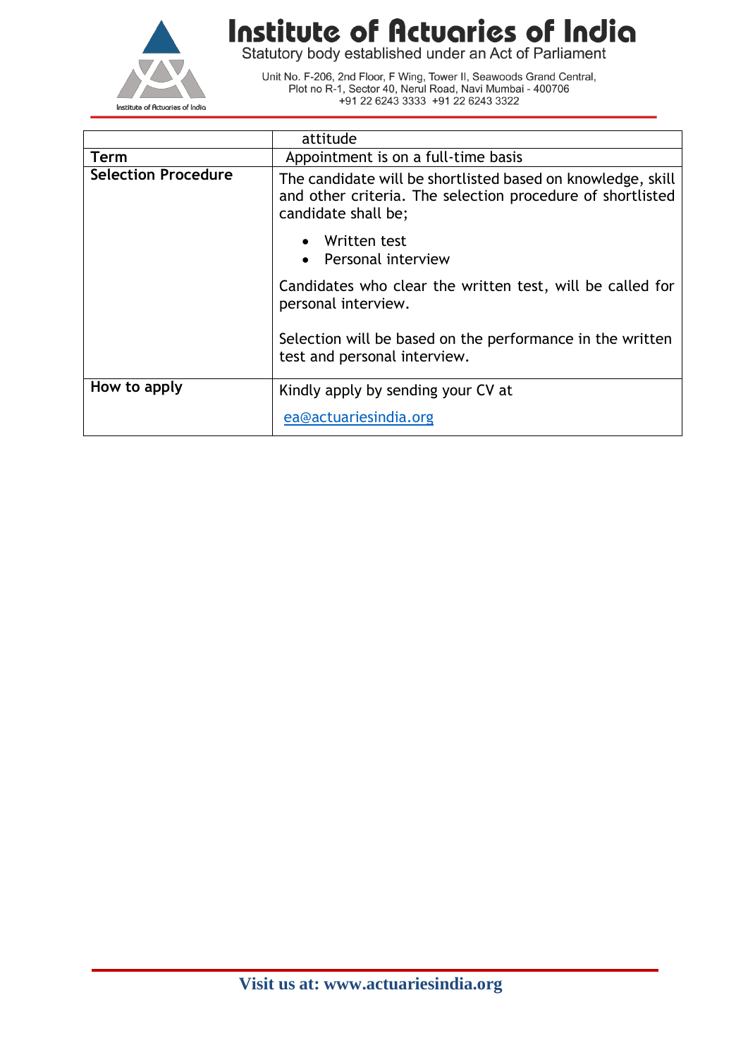| | |
|---|---|
| | attitude |
| **Term** | Appointment is on a full-time basis |
| **Selection Procedure** | The candidate will be shortlisted based on knowledge, skill and other criteria. The selection procedure of shortlisted candidate shall be; <br> • Written test <br> • Personal interview <br><br> Candidates who clear the written test, will be called for personal interview. <br><br> Selection will be based on the performance in the written test and personal interview. |
| **How to apply** | Kindly apply by sending your CV at <br><br> ea@actuariesindia.org |